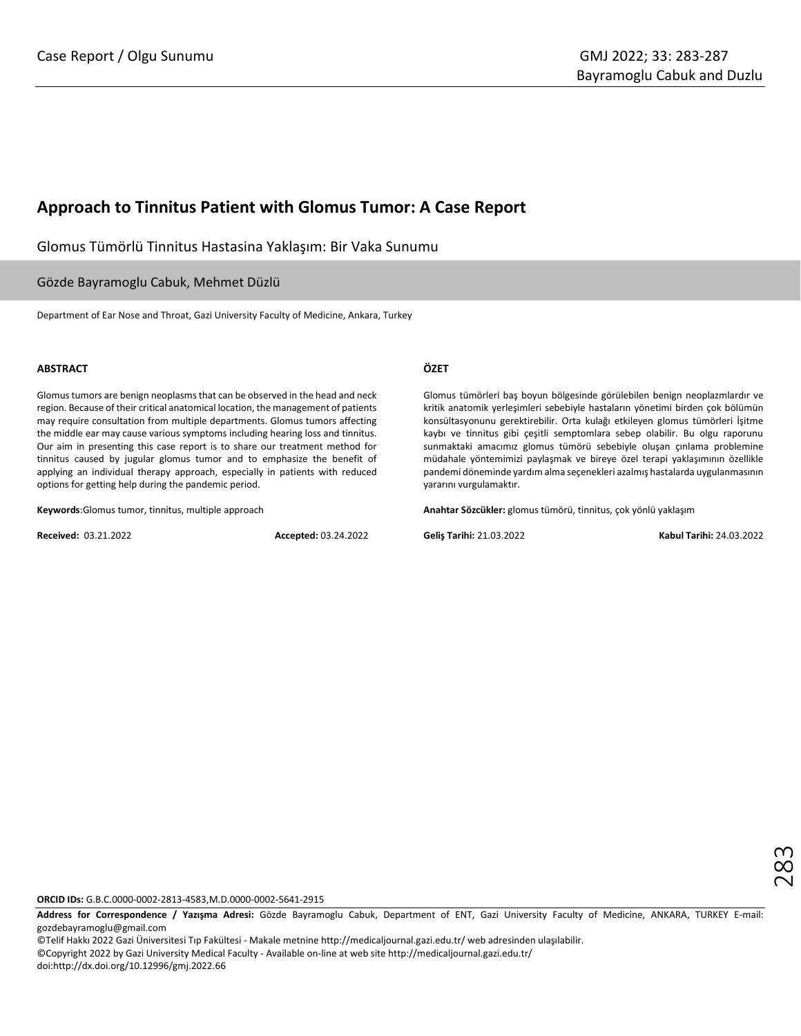Case Report / Olgu Sunumu

# Approach to Tinnitus Patient with Glomus Tumor: A Case Report

Glomus Tümörlü Tinnitus Hastasina Yaklaşım: Bir Vaka Sunumu

Gözde Bayramoglu Cabuk, Mehmet Düzlü

Department of Ear Nose and Throat, Gazi University Faculty of Medicine, Ankara, Turkey

## ABSTRACT

Glomus tumors are benign neoplasms that can be observed in the head and neck region. Because of their critical anatomical location, the management of patients may require consultation from multiple departments. Glomus tumors affecting the middle ear may cause various symptoms including hearing loss and tinnitus. Our aim in presenting this case report is to share our treatment method for tinnitus caused by jugular glomus tumor and to emphasize the benefit of applying an individual therapy approach, especially in patients with reduced options for getting help during the pandemic period.

**Keywords**:Glomus tumor, tinnitus, multiple approach

**Received:** 03.21.2022 **Accepted:** 03.24.2022

## ÖZET

Glomus tümörleri baş boyun bölgesinde görülebilen benign neoplazmlardır ve kritik anatomik yerleşimleri sebebiyle hastaların yönetimi birden çok bölümün konsültasyonunu gerektirebilir. Orta kulağı etkileyen glomus tümörleri İşitme kaybı ve tinnitus gibi çeşitli semptomlara sebep olabilir. Bu olgu raporunu sunmaktaki amacımız glomus tümörü sebebiyle oluşan çınlama problemine müdahale yöntemimizi paylaşmak ve bireye özel terapi yaklaşımının özellikle pandemi döneminde yardım alma seçenekleri azalmış hastalarda uygulanmasının yararını vurgulamaktır.

**Anahtar Sözcükler:** glomus tümörü, tinnitus, çok yönlü yaklaşım

**Geliş Tarihi:** 21.03.2022 **Kabul Tarihi:** 24.03.2022

**ORCID IDs:** G.B.C.0000-0002-2813-4583,M.D.0000-0002-5641-2915

**Address for Correspondence / Yazışma Adresi:** Gözde Bayramoglu Cabuk, Department of ENT, Gazi University Faculty of Medicine, ANKARA, TURKEY E-mail: gozdebayramoglu@gmail.com

©Telif Hakkı 2022 Gazi Üniversitesi Tıp Fakültesi - Makale metnine http://medicaljournal.gazi.edu.tr/ web adresinden ulaşılabilir.

©Copyright 2022 by Gazi University Medical Faculty - Available on-line at web site http://medicaljournal.gazi.edu.tr/

doi:http://dx.doi.org/10.12996/gmj.2022.66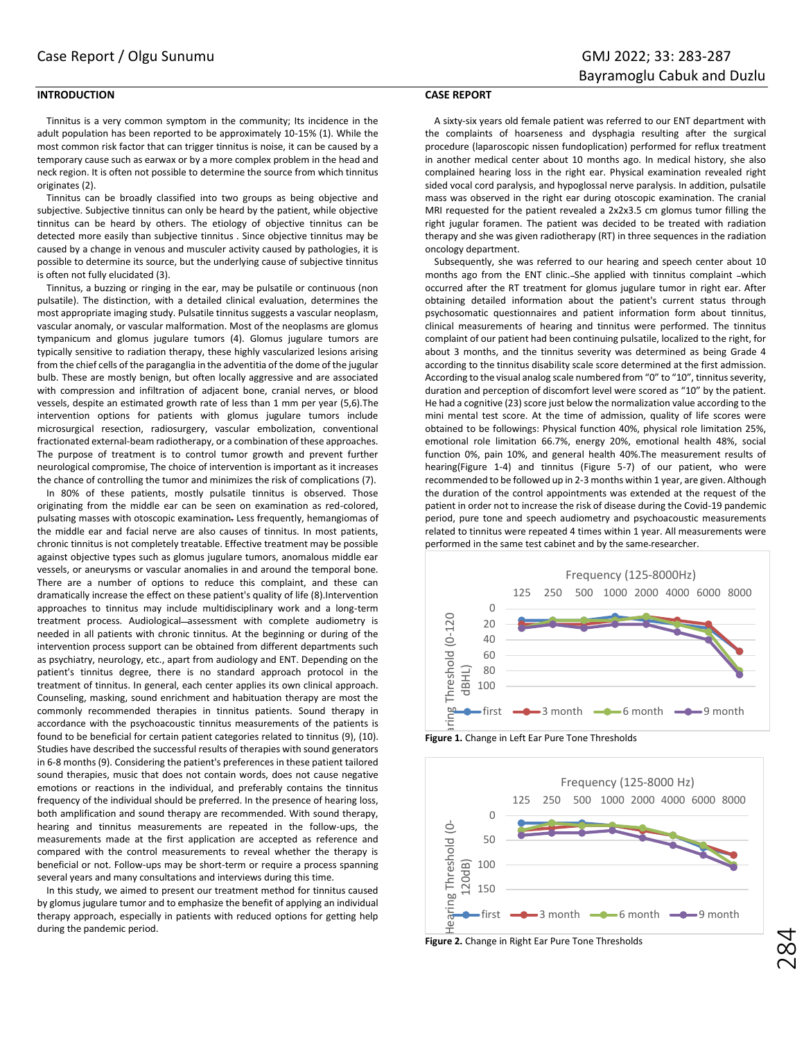## INTRODUCTION

Tinnitus is a very common symptom in the community; Its incidence in the adult population has been reported to be approximately 10-15% (1). While the most common risk factor that can trigger tinnitus is noise, it can be caused by a temporary cause such as earwax or by a more complex problem in the head and neck region. It is often not possible to determine the source from which tinnitus originates (2).

Tinnitus can be broadly classified into two groups as being objective and subjective. Subjective tinnitus can only be heard by the patient, while objective tinnitus can be heard by others. The etiology of objective tinnitus can be detected more easily than subjective tinnitus . Since objective tinnitus may be caused by a change in venous and musculer activity caused by pathologies, it is possible to determine its source, but the underlying cause of subjective tinnitus is often not fully elucidated (3).

Tinnitus, a buzzing or ringing in the ear, may be pulsatile or continuous (non pulsatile). The distinction, with a detailed clinical evaluation, determines the most appropriate imaging study. Pulsatile tinnitus suggests a vascular neoplasm, vascular anomaly, or vascular malformation. Most of the neoplasms are glomus tympanicum and glomus jugulare tumors (4). Glomus jugulare tumors are typically sensitive to radiation therapy, these highly vascularized lesions arising from the chief cells of the paraganglia in the adventitia of the dome of the jugular bulb. These are mostly benign, but often locally aggressive and are associated with compression and infiltration of adjacent bone, cranial nerves, or blood vessels, despite an estimated growth rate of less than 1 mm per year (5,6).The intervention options for patients with glomus jugulare tumors include microsurgical resection, radiosurgery, vascular embolization, conventional fractionated external-beam radiotherapy, or a combination of these approaches. The purpose of treatment is to control tumor growth and prevent further neurological compromise, The choice of intervention is important as it increases the chance of controlling the tumor and minimizes the risk of complications (7).

In 80% of these patients, mostly pulsatile tinnitus is observed. Those originating from the middle ear can be seen on examination as red-colored, pulsating masses with otoscopic examination. Less frequently, hemangiomas of the middle ear and facial nerve are also causes of tinnitus. In most patients, chronic tinnitus is not completely treatable. Effective treatment may be possible against objective types such as glomus jugulare tumors, anomalous middle ear vessels, or aneurysms or vascular anomalies in and around the temporal bone. There are a number of options to reduce this complaint, and these can dramatically increase the effect on these patient's quality of life (8).Intervention approaches to tinnitus may include multidisciplinary work and a long-term treatment process. Audiological assessment with complete audiometry is needed in all patients with chronic tinnitus. At the beginning or during of the intervention process support can be obtained from different departments such as psychiatry, neurology, etc., apart from audiology and ENT. Depending on the patient's tinnitus degree, there is no standard approach protocol in the treatment of tinnitus. In general, each center applies its own clinical approach. Counseling, masking, sound enrichment and habituation therapy are most the commonly recommended therapies in tinnitus patients. Sound therapy in accordance with the psychoacoustic tinnitus measurements of the patients is found to be beneficial for certain patient categories related to tinnitus (9), (10). Studies have described the successful results of therapies with sound generators in 6-8 months (9). Considering the patient's preferences in these patient tailored sound therapies, music that does not contain words, does not cause negative emotions or reactions in the individual, and preferably contains the tinnitus frequency of the individual should be preferred. In the presence of hearing loss, both amplification and sound therapy are recommended. With sound therapy, hearing and tinnitus measurements are repeated in the follow-ups, the measurements made at the first application are accepted as reference and compared with the control measurements to reveal whether the therapy is beneficial or not. Follow-ups may be short-term or require a process spanning several years and many consultations and interviews during this time.

In this study, we aimed to present our treatment method for tinnitus caused by glomus jugulare tumor and to emphasize the benefit of applying an individual therapy approach, especially in patients with reduced options for getting help during the pandemic period.

## CASE REPORT

A sixty-six years old female patient was referred to our ENT department with the complaints of hoarseness and dysphagia resulting after the surgical procedure (laparoscopic nissen fundoplication) performed for reflux treatment in another medical center about 10 months ago. In medical history, she also complained hearing loss in the right ear. Physical examination revealed right sided vocal cord paralysis, and hypoglossal nerve paralysis. In addition, pulsatile mass was observed in the right ear during otoscopic examination. The cranial MRI requested for the patient revealed a 2x2x3.5 cm glomus tumor filling the right jugular foramen. The patient was decided to be treated with radiation therapy and she was given radiotherapy (RT) in three sequences in the radiation oncology department.

Subsequently, she was referred to our hearing and speech center about 10 months ago from the ENT clinic. She applied with tinnitus complaint which occurred after the RT treatment for glomus jugulare tumor in right ear. After obtaining detailed information about the patient's current status through psychosomatic questionnaires and patient information form about tinnitus, clinical measurements of hearing and tinnitus were performed. The tinnitus complaint of our patient had been continuing pulsatile, localized to the right, for about 3 months, and the tinnitus severity was determined as being Grade 4 according to the tinnitus disability scale score determined at the first admission. According to the visual analog scale numbered from "0" to "10", tinnitus severity, duration and perception of discomfort level were scored as "10" by the patient. He had a cognitive (23) score just below the normalization value according to the mini mental test score. At the time of admission, quality of life scores were obtained to be followings: Physical function 40%, physical role limitation 25%, emotional role limitation 66.7%, energy 20%, emotional health 48%, social function 0%, pain 10%, and general health 40%.The measurement results of hearing(Figure 1-4) and tinnitus (Figure 5-7) of our patient, who were recommended to be followed up in 2-3 months within 1 year, are given. Although the duration of the control appointments was extended at the request of the patient in order not to increase the risk of disease during the Covid-19 pandemic period, pure tone and speech audiometry and psychoacoustic measurements related to tinnitus were repeated 4 times within 1 year. All measurements were performed in the same test cabinet and by the same-researcher.

**Figure 1.** Change in Left Ear Pure Tone Thresholds

**Figure 2.** Change in Right Ear Pure Tone Thresholds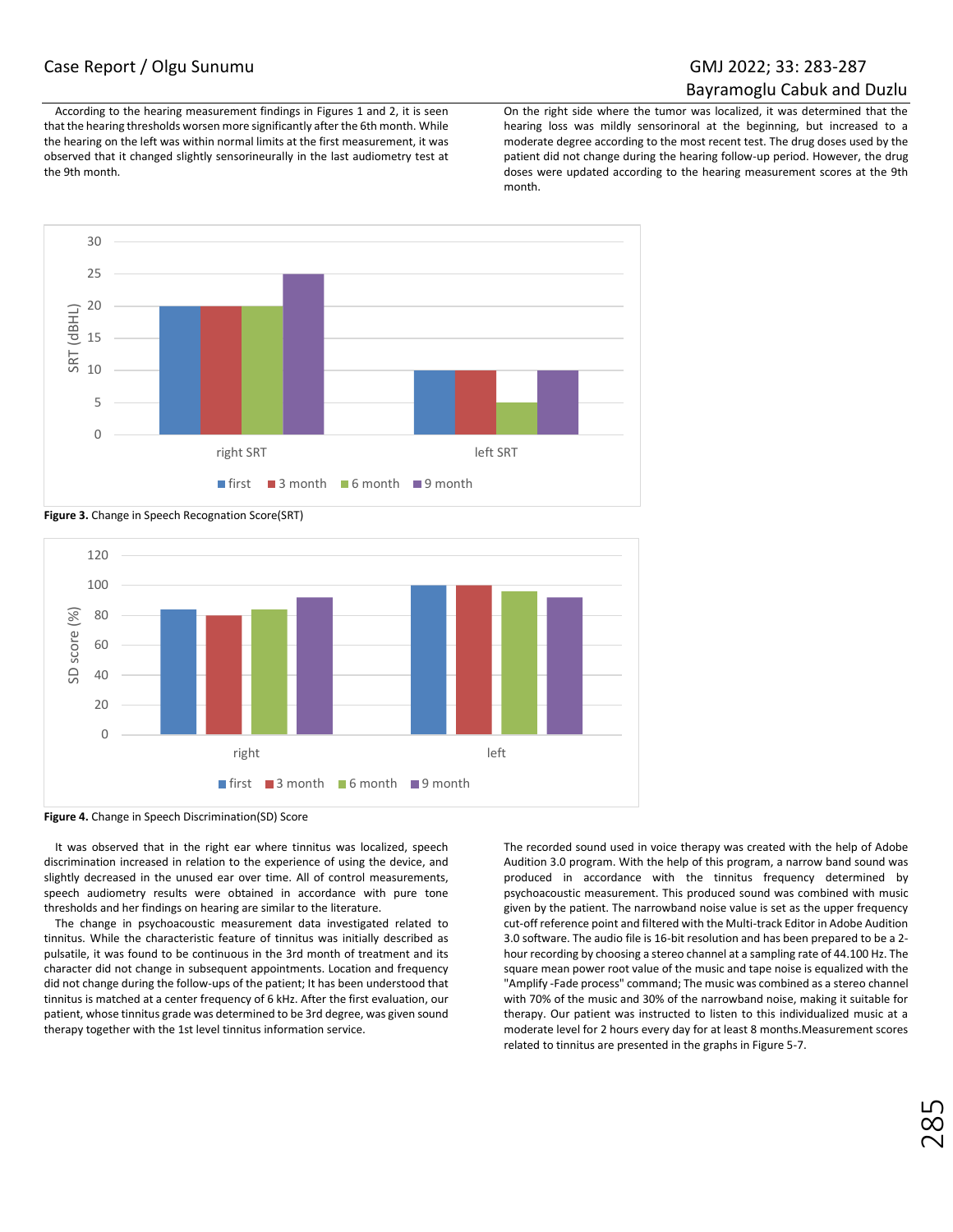According to the hearing measurement findings in Figures 1 and 2, it is seen that the hearing thresholds worsen more significantly after the 6th month. While the hearing on the left was within normal limits at the first measurement, it was observed that it changed slightly sensorineurally in the last audiometry test at the 9th month.

On the right side where the tumor was localized, it was determined that the hearing loss was mildly sensorinoral at the beginning, but increased to a moderate degree according to the most recent test. The drug doses used by the patient did not change during the hearing follow-up period. However, the drug doses were updated according to the hearing measurement scores at the 9th month.

**Figure 3.** Change in Speech Recognation Score(SRT)

**Figure 4.** Change in Speech Discrimination(SD) Score

It was observed that in the right ear where tinnitus was localized, speech discrimination increased in relation to the experience of using the device, and slightly decreased in the unused ear over time. All of control measurements, speech audiometry results were obtained in accordance with pure tone thresholds and her findings on hearing are similar to the literature.

The change in psychoacoustic measurement data investigated related to tinnitus. While the characteristic feature of tinnitus was initially described as pulsatile, it was found to be continuous in the 3rd month of treatment and its character did not change in subsequent appointments. Location and frequency did not change during the follow-ups of the patient; It has been understood that tinnitus is matched at a center frequency of 6 kHz. After the first evaluation, our patient, whose tinnitus grade was determined to be 3rd degree, was given sound therapy together with the 1st level tinnitus information service.

The recorded sound used in voice therapy was created with the help of Adobe Audition 3.0 program. With the help of this program, a narrow band sound was produced in accordance with the tinnitus frequency determined by psychoacoustic measurement. This produced sound was combined with music given by the patient. The narrowband noise value is set as the upper frequency cut-off reference point and filtered with the Multi-track Editor in Adobe Audition 3.0 software. The audio file is 16-bit resolution and has been prepared to be a 2-hour recording by choosing a stereo channel at a sampling rate of 44.100 Hz. The square mean power root value of the music and tape noise is equalized with the "Amplify -Fade process" command; The music was combined as a stereo channel with 70% of the music and 30% of the narrowband noise, making it suitable for therapy. Our patient was instructed to listen to this individualized music at a moderate level for 2 hours every day for at least 8 months.Measurement scores related to tinnitus are presented in the graphs in Figure 5-7.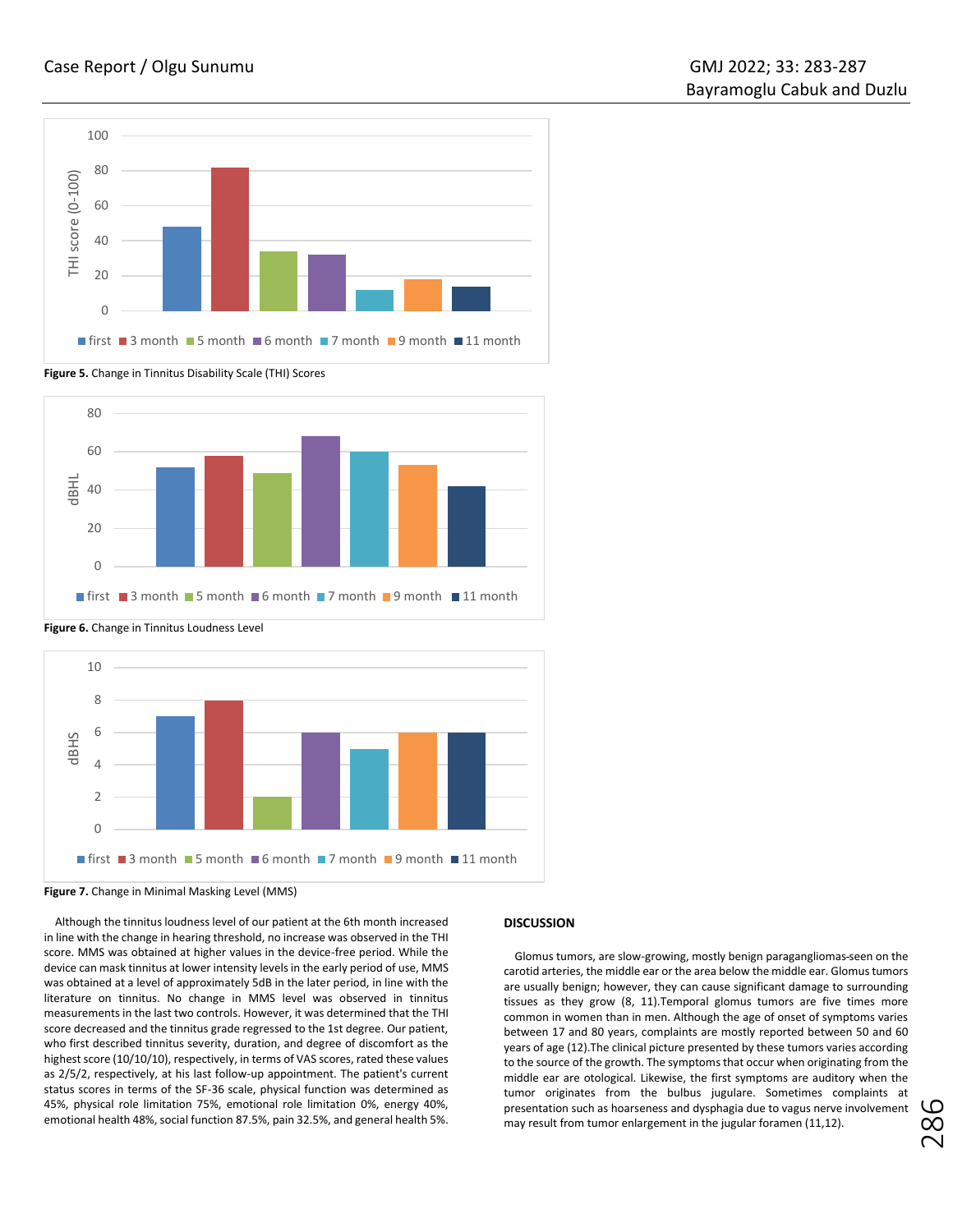Figure 5. Change in Tinnitus Disability Scale (THI) Scores

Figure 6. Change in Tinnitus Loudness Level

Figure 7. Change in Minimal Masking Level (MMS)

Although the tinnitus loudness level of our patient at the 6th month increased in line with the change in hearing threshold, no increase was observed in the THI score. MMS was obtained at higher values in the device-free period. While the device can mask tinnitus at lower intensity levels in the early period of use, MMS was obtained at a level of approximately 5dB in the later period, in line with the literature on tinnitus. No change in MMS level was observed in tinnitus measurements in the last two controls. However, it was determined that the THI score decreased and the tinnitus grade regressed to the 1st degree. Our patient, who first described tinnitus severity, duration, and degree of discomfort as the highest score (10/10/10), respectively, in terms of VAS scores, rated these values as 2/5/2, respectively, at his last follow-up appointment. The patient's current status scores in terms of the SF-36 scale, physical function was determined as 45%, physical role limitation 75%, emotional role limitation 0%, energy 40%, emotional health 48%, social function 87.5%, pain 32.5%, and general health 5%.

## DISCUSSION

Glomus tumors, are slow-growing, mostly benign paragangliomas-seen on the carotid arteries, the middle ear or the area below the middle ear. Glomus tumors are usually benign; however, they can cause significant damage to surrounding tissues as they grow (8, 11).Temporal glomus tumors are five times more common in women than in men. Although the age of onset of symptoms varies between 17 and 80 years, complaints are mostly reported between 50 and 60 years of age (12).The clinical picture presented by these tumors varies according to the source of the growth. The symptoms that occur when originating from the middle ear are otological. Likewise, the first symptoms are auditory when the tumor originates from the bulbus jugulare. Sometimes complaints at presentation such as hoarseness and dysphagia due to vagus nerve involvement may result from tumor enlargement in the jugular foramen (11,12).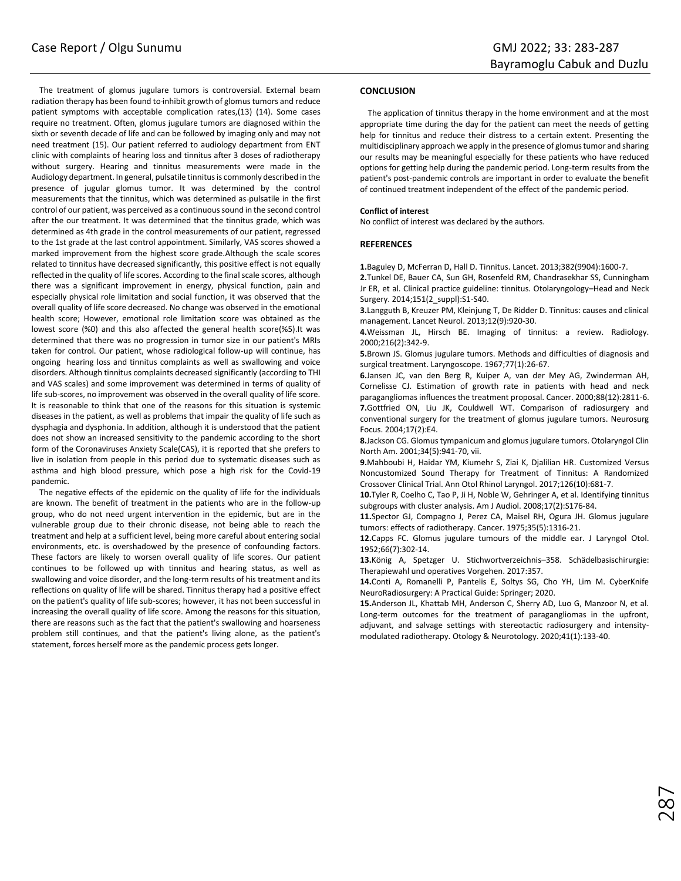The treatment of glomus jugulare tumors is controversial. External beam radiation therapy has been found to inhibit growth of glomus tumors and reduce patient symptoms with acceptable complication rates,(13) (14). Some cases require no treatment. Often, glomus jugulare tumors are diagnosed within the sixth or seventh decade of life and can be followed by imaging only and may not need treatment (15). Our patient referred to audiology department from ENT clinic with complaints of hearing loss and tinnitus after 3 doses of radiotherapy without surgery. Hearing and tinnitus measurements were made in the Audiology department. In general, pulsatile tinnitus is commonly described in the presence of jugular glomus tumor. It was determined by the control measurements that the tinnitus, which was determined as pulsatile in the first control of our patient, was perceived as a continuous sound in the second control after the our treatment. It was determined that the tinnitus grade, which was determined as 4th grade in the control measurements of our patient, regressed to the 1st grade at the last control appointment. Similarly, VAS scores showed a marked improvement from the highest score grade.Although the scale scores related to tinnitus have decreased significantly, this positive effect is not equally reflected in the quality of life scores. According to the final scale scores, although there was a significant improvement in energy, physical function, pain and especially physical role limitation and social function, it was observed that the overall quality of life score decreased. No change was observed in the emotional health score; However, emotional role limitation score was obtained as the lowest score (%0) and this also affected the general health score(%5).It was determined that there was no progression in tumor size in our patient's MRIs taken for control. Our patient, whose radiological follow-up will continue, has ongoing hearing loss and tinnitus complaints as well as swallowing and voice disorders. Although tinnitus complaints decreased significantly (according to THI and VAS scales) and some improvement was determined in terms of quality of life sub-scores, no improvement was observed in the overall quality of life score. It is reasonable to think that one of the reasons for this situation is systemic diseases in the patient, as well as problems that impair the quality of life such as dysphagia and dysphonia. In addition, although it is understood that the patient does not show an increased sensitivity to the pandemic according to the short form of the Coronaviruses Anxiety Scale(CAS), it is reported that she prefers to live in isolation from people in this period due to systematic diseases such as asthma and high blood pressure, which pose a high risk for the Covid-19 pandemic.

The negative effects of the epidemic on the quality of life for the individuals are known. The benefit of treatment in the patients who are in the follow-up group, who do not need urgent intervention in the epidemic, but are in the vulnerable group due to their chronic disease, not being able to reach the treatment and help at a sufficient level, being more careful about entering social environments, etc. is overshadowed by the presence of confounding factors. These factors are likely to worsen overall quality of life scores. Our patient continues to be followed up with tinnitus and hearing status, as well as swallowing and voice disorder, and the long-term results of his treatment and its reflections on quality of life will be shared. Tinnitus therapy had a positive effect on the patient's quality of life sub-scores; however, it has not been successful in increasing the overall quality of life score. Among the reasons for this situation, there are reasons such as the fact that the patient's swallowing and hoarseness problem still continues, and that the patient's living alone, as the patient's statement, forces herself more as the pandemic process gets longer.

## CONCLUSION

The application of tinnitus therapy in the home environment and at the most appropriate time during the day for the patient can meet the needs of getting help for tinnitus and reduce their distress to a certain extent. Presenting the multidisciplinary approach we apply in the presence of glomus tumor and sharing our results may be meaningful especially for these patients who have reduced options for getting help during the pandemic period. Long-term results from the patient's post-pandemic controls are important in order to evaluate the benefit of continued treatment independent of the effect of the pandemic period.

**Conflict of interest**

No conflict of interest was declared by the authors.

## REFERENCES

**1.**Baguley D, McFerran D, Hall D. Tinnitus. Lancet. 2013;382(9904):1600-7.

**2.**Tunkel DE, Bauer CA, Sun GH, Rosenfeld RM, Chandrasekhar SS, Cunningham Jr ER, et al. Clinical practice guideline: tinnitus. Otolaryngology–Head and Neck Surgery. 2014;151(2_suppl):S1-S40.

**3.**Langguth B, Kreuzer PM, Kleinjung T, De Ridder D. Tinnitus: causes and clinical management. Lancet Neurol. 2013;12(9):920-30.

**4.**Weissman JL, Hirsch BE. Imaging of tinnitus: a review. Radiology. 2000;216(2):342-9.

**5.**Brown JS. Glomus jugulare tumors. Methods and difficulties of diagnosis and surgical treatment. Laryngoscope. 1967;77(1):26-67.

**6.**Jansen JC, van den Berg R, Kuiper A, van der Mey AG, Zwinderman AH, Cornelisse CJ. Estimation of growth rate in patients with head and neck paragangliomas influences the treatment proposal. Cancer. 2000;88(12):2811-6.

**7.**Gottfried ON, Liu JK, Couldwell WT. Comparison of radiosurgery and conventional surgery for the treatment of glomus jugulare tumors. Neurosurg Focus. 2004;17(2):E4.

**8.**Jackson CG. Glomus tympanicum and glomus jugulare tumors. Otolaryngol Clin North Am. 2001;34(5):941-70, vii.

**9.**Mahboubi H, Haidar YM, Kiumehr S, Ziai K, Djalilian HR. Customized Versus Noncustomized Sound Therapy for Treatment of Tinnitus: A Randomized Crossover Clinical Trial. Ann Otol Rhinol Laryngol. 2017;126(10):681-7.

**10.**Tyler R, Coelho C, Tao P, Ji H, Noble W, Gehringer A, et al. Identifying tinnitus subgroups with cluster analysis. Am J Audiol. 2008;17(2):S176-84.

**11.**Spector GJ, Compagno J, Perez CA, Maisel RH, Ogura JH. Glomus jugulare tumors: effects of radiotherapy. Cancer. 1975;35(5):1316-21.

**12.**Capps FC. Glomus jugulare tumours of the middle ear. J Laryngol Otol. 1952;66(7):302-14.

**13.**König A, Spetzger U. Stichwortverzeichnis–358. Schädelbasischirurgie: Therapiewahl und operatives Vorgehen. 2017:357.

**14.**Conti A, Romanelli P, Pantelis E, Soltys SG, Cho YH, Lim M. CyberKnife NeuroRadiosurgery: A Practical Guide: Springer; 2020.

**15.**Anderson JL, Khattab MH, Anderson C, Sherry AD, Luo G, Manzoor N, et al. Long-term outcomes for the treatment of paragangliomas in the upfront, adjuvant, and salvage settings with stereotactic radiosurgery and intensity-modulated radiotherapy. Otology & Neurotology. 2020;41(1):133-40.